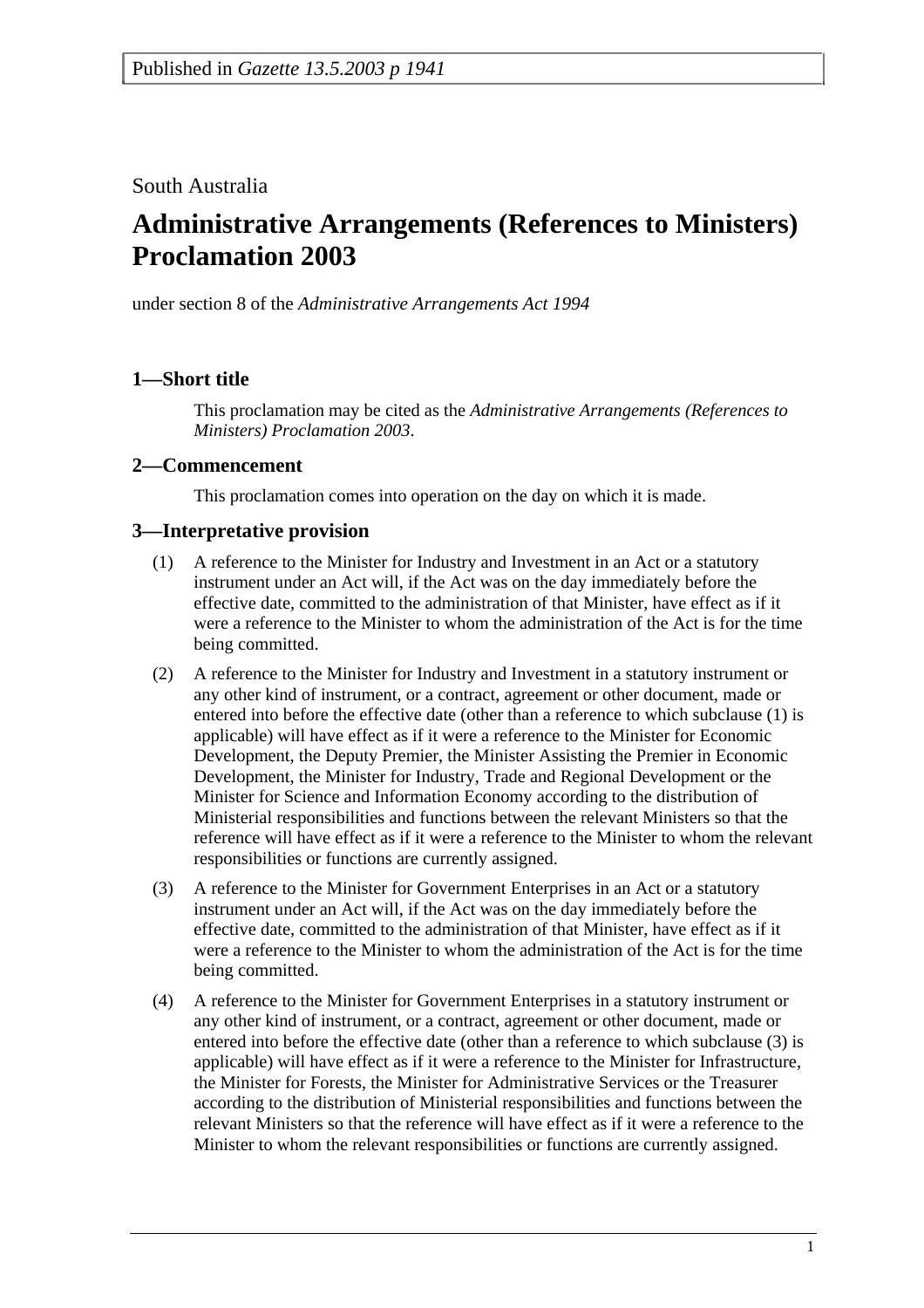Published in *Gazette 13.5.2003 p 1941*

South Australia

# Administrative Arrangements (References to Ministers) Proclamation 2003

under section 8 of the *Administrative Arrangements Act 1994*

## 1—Short title

This proclamation may be cited as the *Administrative Arrangements (References to Ministers) Proclamation 2003*.

## 2—Commencement

This proclamation comes into operation on the day on which it is made.

## 3—Interpretative provision

(1) A reference to the Minister for Industry and Investment in an Act or a statutory instrument under an Act will, if the Act was on the day immediately before the effective date, committed to the administration of that Minister, have effect as if it were a reference to the Minister to whom the administration of the Act is for the time being committed.

(2) A reference to the Minister for Industry and Investment in a statutory instrument or any other kind of instrument, or a contract, agreement or other document, made or entered into before the effective date (other than a reference to which subclause (1) is applicable) will have effect as if it were a reference to the Minister for Economic Development, the Deputy Premier, the Minister Assisting the Premier in Economic Development, the Minister for Industry, Trade and Regional Development or the Minister for Science and Information Economy according to the distribution of Ministerial responsibilities and functions between the relevant Ministers so that the reference will have effect as if it were a reference to the Minister to whom the relevant responsibilities or functions are currently assigned.

(3) A reference to the Minister for Government Enterprises in an Act or a statutory instrument under an Act will, if the Act was on the day immediately before the effective date, committed to the administration of that Minister, have effect as if it were a reference to the Minister to whom the administration of the Act is for the time being committed.

(4) A reference to the Minister for Government Enterprises in a statutory instrument or any other kind of instrument, or a contract, agreement or other document, made or entered into before the effective date (other than a reference to which subclause (3) is applicable) will have effect as if it were a reference to the Minister for Infrastructure, the Minister for Forests, the Minister for Administrative Services or the Treasurer according to the distribution of Ministerial responsibilities and functions between the relevant Ministers so that the reference will have effect as if it were a reference to the Minister to whom the relevant responsibilities or functions are currently assigned.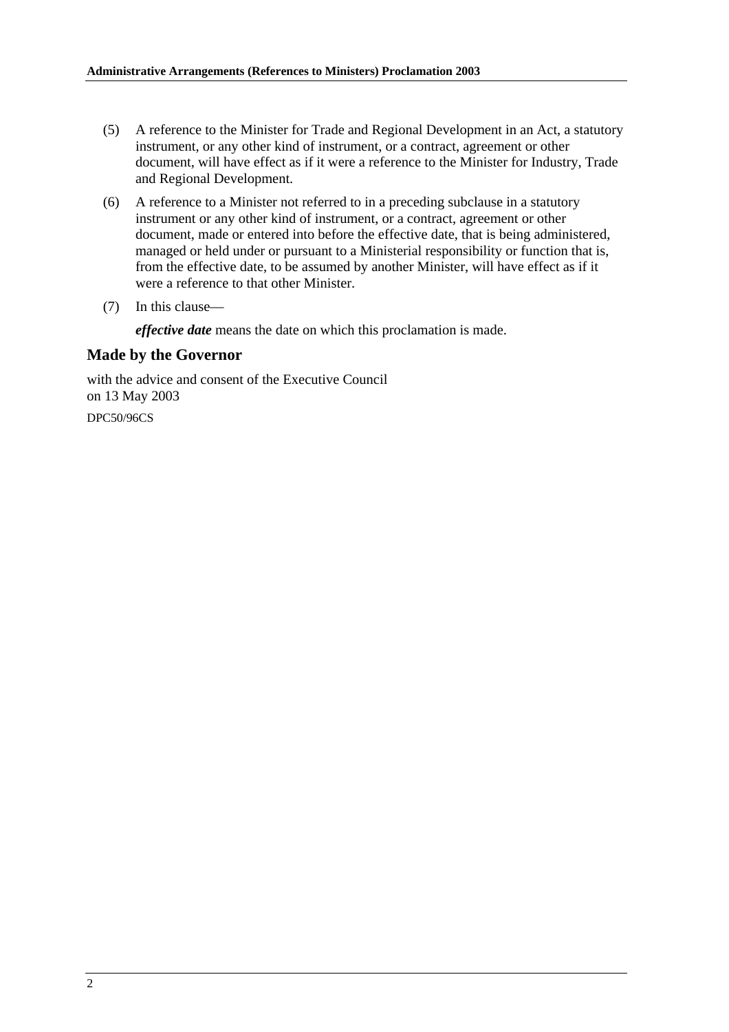(5) A reference to the Minister for Trade and Regional Development in an Act, a statutory instrument, or any other kind of instrument, or a contract, agreement or other document, will have effect as if it were a reference to the Minister for Industry, Trade and Regional Development.

(6) A reference to a Minister not referred to in a preceding subclause in a statutory instrument or any other kind of instrument, or a contract, agreement or other document, made or entered into before the effective date, that is being administered, managed or held under or pursuant to a Ministerial responsibility or function that is, from the effective date, to be assumed by another Minister, will have effect as if it were a reference to that other Minister.

(7) In this clause—

***effective date*** means the date on which this proclamation is made.

## Made by the Governor

with the advice and consent of the Executive Council
on 13 May 2003

DPC50/96CS